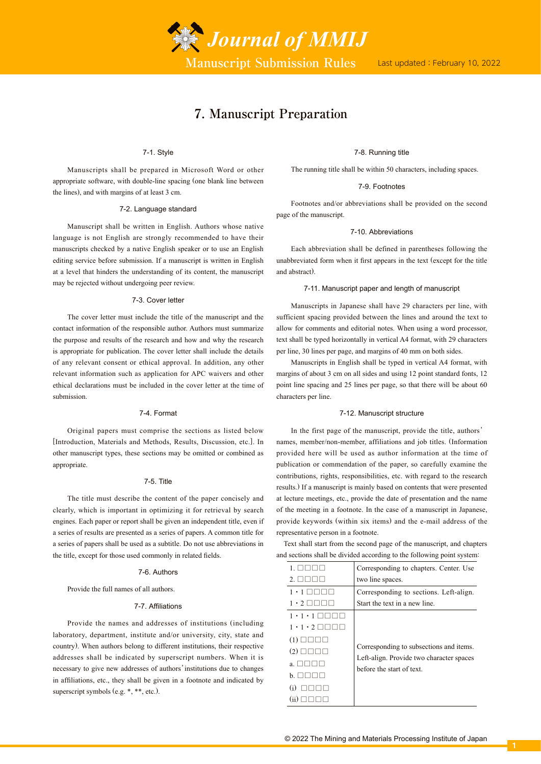# Journal of MMIJ

Manuscript Submission Rules

Last updated : February 10, 2022

## 7. Manuscript Preparation

### 7-1. Style

Manuscripts shall be prepared in Microsoft Word or other appropriate software, with double-line spacing (one blank line between the lines), and with margins of at least 3 cm.

### 7-2. Language standard

Manuscript shall be written in English. Authors whose native language is not English are strongly recommended to have their manuscripts checked by a native English speaker or to use an English editing service before submission. If a manuscript is written in English at a level that hinders the understanding of its content, the manuscript may be rejected without undergoing peer review.

### 7-3. Cover letter

The cover letter must include the title of the manuscript and the contact information of the responsible author. Authors must summarize the purpose and results of the research and how and why the research is appropriate for publication. The cover letter shall include the details of any relevant consent or ethical approval. In addition, any other relevant information such as application for APC waivers and other ethical declarations must be included in the cover letter at the time of submission.

### 7-4. Format

Original papers must comprise the sections as listed below [Introduction, Materials and Methods, Results, Discussion, etc.]. In other manuscript types, these sections may be omitted or combined as appropriate.

### 7-5. Title

The title must describe the content of the paper concisely and clearly, which is important in optimizing it for retrieval by search engines. Each paper or report shall be given an independent title, even if a series of results are presented as a series of papers. A common title for a series of papers shall be used as a subtitle. Do not use abbreviations in the title, except for those used commonly in related fields.

### 7-6. Authors

Provide the full names of all authors.

### 7-7. Affiliations

Provide the names and addresses of institutions (including laboratory, department, institute and/or university, city, state and country). When authors belong to different institutions, their respective addresses shall be indicated by superscript numbers. When it is necessary to give new addresses of authors' institutions due to changes in affiliations, etc., they shall be given in a footnote and indicated by superscript symbols (e.g. *, **, etc.).

### 7-8. Running title

The running title shall be within 50 characters, including spaces.

### 7-9. Footnotes

Footnotes and/or abbreviations shall be provided on the second page of the manuscript.

### 7-10. Abbreviations

Each abbreviation shall be defined in parentheses following the unabbreviated form when it first appears in the text (except for the title and abstract).

### 7-11. Manuscript paper and length of manuscript

Manuscripts in Japanese shall have 29 characters per line, with sufficient spacing provided between the lines and around the text to allow for comments and editorial notes. When using a word processor, text shall be typed horizontally in vertical A4 format, with 29 characters per line, 30 lines per page, and margins of 40 mm on both sides.

Manuscripts in English shall be typed in vertical A4 format, with margins of about 3 cm on all sides and using 12 point standard fonts, 12 point line spacing and 25 lines per page, so that there will be about 60 characters per line.

### 7-12. Manuscript structure

In the first page of the manuscript, provide the title, authors' names, member/non-member, affiliations and job titles. (Information provided here will be used as author information at the time of publication or commendation of the paper, so carefully examine the contributions, rights, responsibilities, etc. with regard to the research results.) If a manuscript is mainly based on contents that were presented at lecture meetings, etc., provide the date of presentation and the name of the meeting in a footnote. In the case of a manuscript in Japanese, provide keywords (within six items) and the e-mail address of the representative person in a footnote.

Text shall start from the second page of the manuscript, and chapters and sections shall be divided according to the following point system:

| | |
|---|---|
| 1. □□□□<br>2. □□□□ | Corresponding to chapters. Center. Use two line spaces. |
| 1・1 □□□□<br>1・2 □□□□ | Corresponding to sections. Left-align. Start the text in a new line. |
| 1・1・1 □□□□<br>1・1・2 □□□□<br>(1) □□□□<br>(2) □□□□<br>a. □□□□<br>b. □□□□<br>(i) □□□□<br>(ii) □□□□ | Corresponding to subsections and items. Left-align. Provide two character spaces before the start of text. |

© 2022 The Mining and Materials Processing Institute of Japan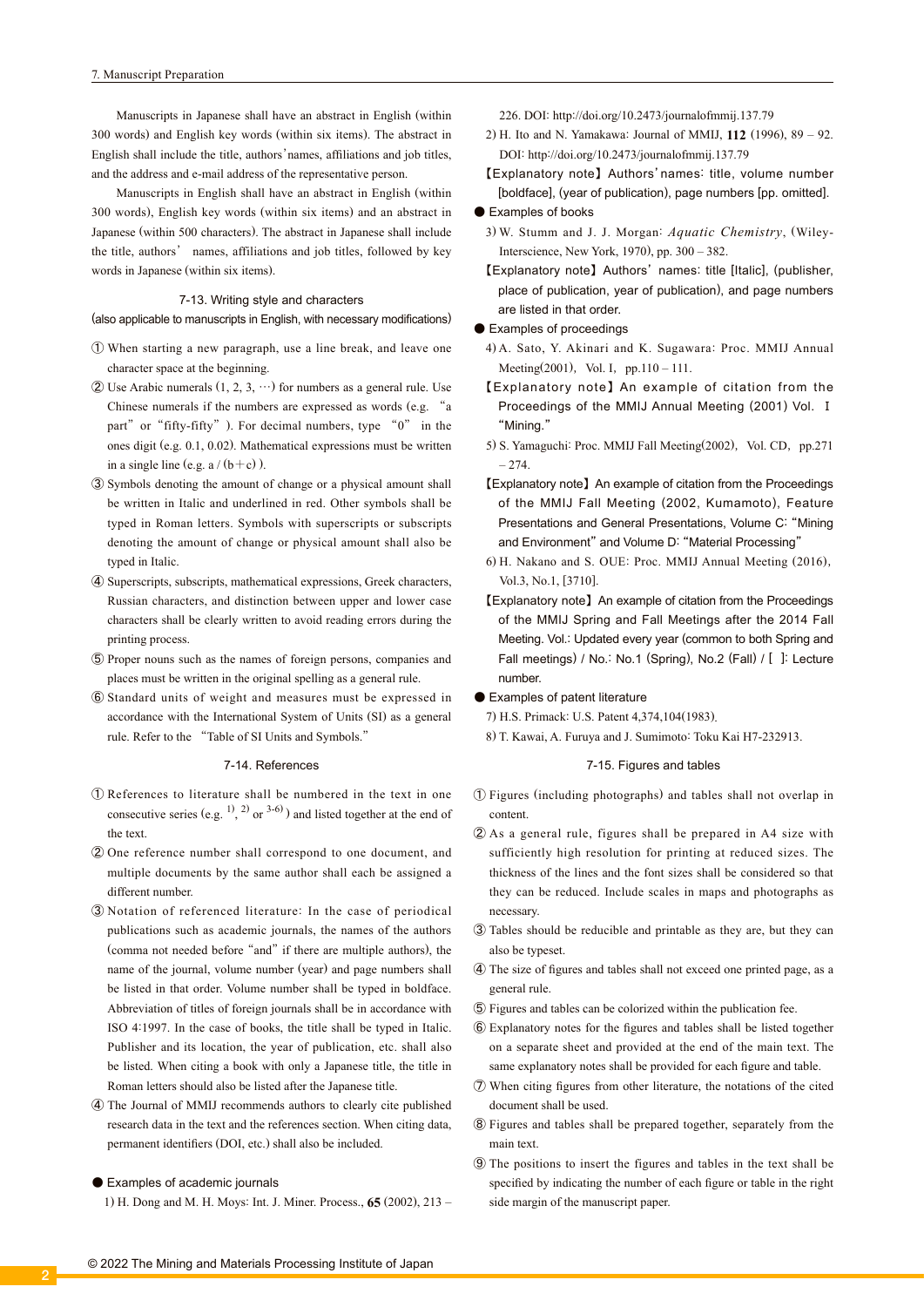Manuscripts in Japanese shall have an abstract in English (within 300 words) and English key words (within six items). The abstract in English shall include the title, authors' names, affiliations and job titles, and the address and e-mail address of the representative person.

Manuscripts in English shall have an abstract in English (within 300 words), English key words (within six items) and an abstract in Japanese (within 500 characters). The abstract in Japanese shall include the title, authors' names, affiliations and job titles, followed by key words in Japanese (within six items).

### 7-13. Writing style and characters
(also applicable to manuscripts in English, with necessary modifications)

① When starting a new paragraph, use a line break, and leave one character space at the beginning.

② Use Arabic numerals (1, 2, 3, …) for numbers as a general rule. Use Chinese numerals if the numbers are expressed as words (e.g. "a part" or "fifty-fifty"). For decimal numbers, type "0" in the ones digit (e.g. 0.1, 0.02). Mathematical expressions must be written in a single line (e.g. a / (b + c) ).

③ Symbols denoting the amount of change or a physical amount shall be written in Italic and underlined in red. Other symbols shall be typed in Roman letters. Symbols with superscripts or subscripts denoting the amount of change or physical amount shall also be typed in Italic.

④ Superscripts, subscripts, mathematical expressions, Greek characters, Russian characters, and distinction between upper and lower case characters shall be clearly written to avoid reading errors during the printing process.

⑤ Proper nouns such as the names of foreign persons, companies and places must be written in the original spelling as a general rule.

⑥ Standard units of weight and measures must be expressed in accordance with the International System of Units (SI) as a general rule. Refer to the "Table of SI Units and Symbols."

### 7-14. References

① References to literature shall be numbered in the text in one consecutive series (e.g. [1], [2] or [3-6]) and listed together at the end of the text.

② One reference number shall correspond to one document, and multiple documents by the same author shall each be assigned a different number.

③ Notation of referenced literature: In the case of periodical publications such as academic journals, the names of the authors (comma not needed before "and" if there are multiple authors), the name of the journal, volume number (year) and page numbers shall be listed in that order. Volume number shall be typed in boldface. Abbreviation of titles of foreign journals shall be in accordance with ISO 4:1997. In the case of books, the title shall be typed in Italic. Publisher and its location, the year of publication, etc. shall also be listed. When citing a book with only a Japanese title, the title in Roman letters should also be listed after the Japanese title.

④ The Journal of MMIJ recommends authors to clearly cite published research data in the text and the references section. When citing data, permanent identifiers (DOI, etc.) shall also be included.

● Examples of academic journals

1) H. Dong and M. H. Moys: Int. J. Miner. Process., **65** (2002), 213 – 226. DOI: http://doi.org/10.2473/journalofmmij.137.79

2) H. Ito and N. Yamakawa: Journal of MMIJ, **112** (1996), 89 – 92. DOI: http://doi.org/10.2473/journalofmmij.137.79

【Explanatory note】Authors' names: title, volume number [boldface], (year of publication), page numbers [pp. omitted].

● Examples of books

3) W. Stumm and J. J. Morgan: *Aquatic Chemistry*, (Wiley-Interscience, New York, 1970), pp. 300 – 382.

【Explanatory note】Authors' names: title [Italic], (publisher, place of publication, year of publication), and page numbers are listed in that order.

● Examples of proceedings

4) A. Sato, Y. Akinari and K. Sugawara: Proc. MMIJ Annual Meeting(2001), Vol. I, pp.110 – 111.

【Explanatory note】An example of citation from the Proceedings of the MMIJ Annual Meeting (2001) Vol. I "Mining."

5) S. Yamaguchi: Proc. MMIJ Fall Meeting(2002), Vol. CD, pp.271 – 274.

【Explanatory note】An example of citation from the Proceedings of the MMIJ Fall Meeting (2002, Kumamoto), Feature Presentations and General Presentations, Volume C: "Mining and Environment" and Volume D: "Material Processing"

6) H. Nakano and S. OUE: Proc. MMIJ Annual Meeting (2016), Vol.3, No.1, [3710].

【Explanatory note】An example of citation from the Proceedings of the MMIJ Spring and Fall Meetings after the 2014 Fall Meeting. Vol.: Updated every year (common to both Spring and Fall meetings) / No.: No.1 (Spring), No.2 (Fall) / [ ]: Lecture number.

● Examples of patent literature

7) H.S. Primack: U.S. Patent 4,374,104(1983).

8) T. Kawai, A. Furuya and J. Sumimoto: Toku Kai H7-232913.

### 7-15. Figures and tables

① Figures (including photographs) and tables shall not overlap in content.

② As a general rule, figures shall be prepared in A4 size with sufficiently high resolution for printing at reduced sizes. The thickness of the lines and the font sizes shall be considered so that they can be reduced. Include scales in maps and photographs as necessary.

③ Tables should be reducible and printable as they are, but they can also be typeset.

④ The size of figures and tables shall not exceed one printed page, as a general rule.

⑤ Figures and tables can be colorized within the publication fee.

⑥ Explanatory notes for the figures and tables shall be listed together on a separate sheet and provided at the end of the main text. The same explanatory notes shall be provided for each figure and table.

⑦ When citing figures from other literature, the notations of the cited document shall be used.

⑧ Figures and tables shall be prepared together, separately from the main text.

⑨ The positions to insert the figures and tables in the text shall be specified by indicating the number of each figure or table in the right side margin of the manuscript paper.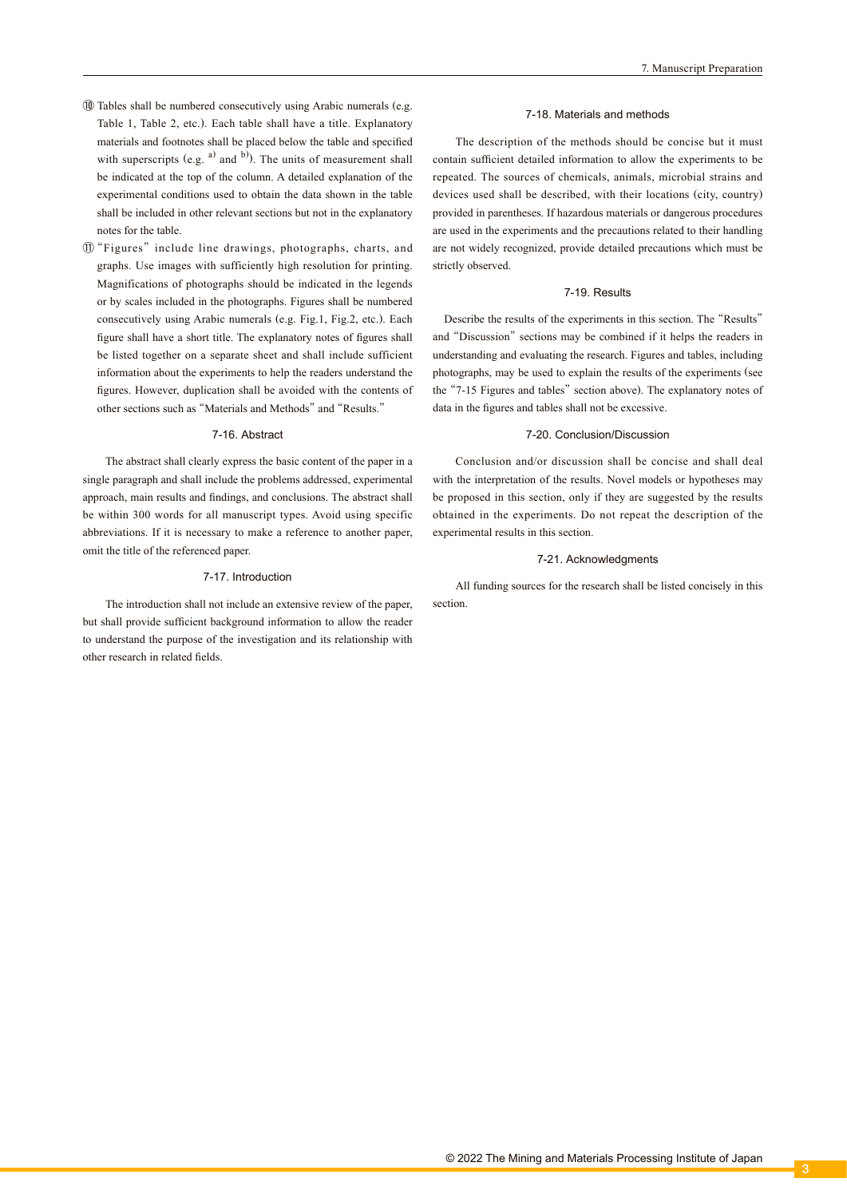⑩ Tables shall be numbered consecutively using Arabic numerals (e.g. Table 1, Table 2, etc.). Each table shall have a title. Explanatory materials and footnotes shall be placed below the table and specified with superscripts (e.g. [a] and [b]). The units of measurement shall be indicated at the top of the column. A detailed explanation of the experimental conditions used to obtain the data shown in the table shall be included in other relevant sections but not in the explanatory notes for the table.

⑪ "Figures" include line drawings, photographs, charts, and graphs. Use images with sufficiently high resolution for printing. Magnifications of photographs should be indicated in the legends or by scales included in the photographs. Figures shall be numbered consecutively using Arabic numerals (e.g. Fig.1, Fig.2, etc.). Each figure shall have a short title. The explanatory notes of figures shall be listed together on a separate sheet and shall include sufficient information about the experiments to help the readers understand the figures. However, duplication shall be avoided with the contents of other sections such as "Materials and Methods" and "Results."

### 7-16. Abstract

The abstract shall clearly express the basic content of the paper in a single paragraph and shall include the problems addressed, experimental approach, main results and findings, and conclusions. The abstract shall be within 300 words for all manuscript types. Avoid using specific abbreviations. If it is necessary to make a reference to another paper, omit the title of the referenced paper.

### 7-17. Introduction

The introduction shall not include an extensive review of the paper, but shall provide sufficient background information to allow the reader to understand the purpose of the investigation and its relationship with other research in related fields.

### 7-18. Materials and methods

The description of the methods should be concise but it must contain sufficient detailed information to allow the experiments to be repeated. The sources of chemicals, animals, microbial strains and devices used shall be described, with their locations (city, country) provided in parentheses. If hazardous materials or dangerous procedures are used in the experiments and the precautions related to their handling are not widely recognized, provide detailed precautions which must be strictly observed.

### 7-19. Results

Describe the results of the experiments in this section. The "Results" and "Discussion" sections may be combined if it helps the readers in understanding and evaluating the research. Figures and tables, including photographs, may be used to explain the results of the experiments (see the "7-15 Figures and tables" section above). The explanatory notes of data in the figures and tables shall not be excessive.

### 7-20. Conclusion/Discussion

Conclusion and/or discussion shall be concise and shall deal with the interpretation of the results. Novel models or hypotheses may be proposed in this section, only if they are suggested by the results obtained in the experiments. Do not repeat the description of the experimental results in this section.

### 7-21. Acknowledgments

All funding sources for the research shall be listed concisely in this section.